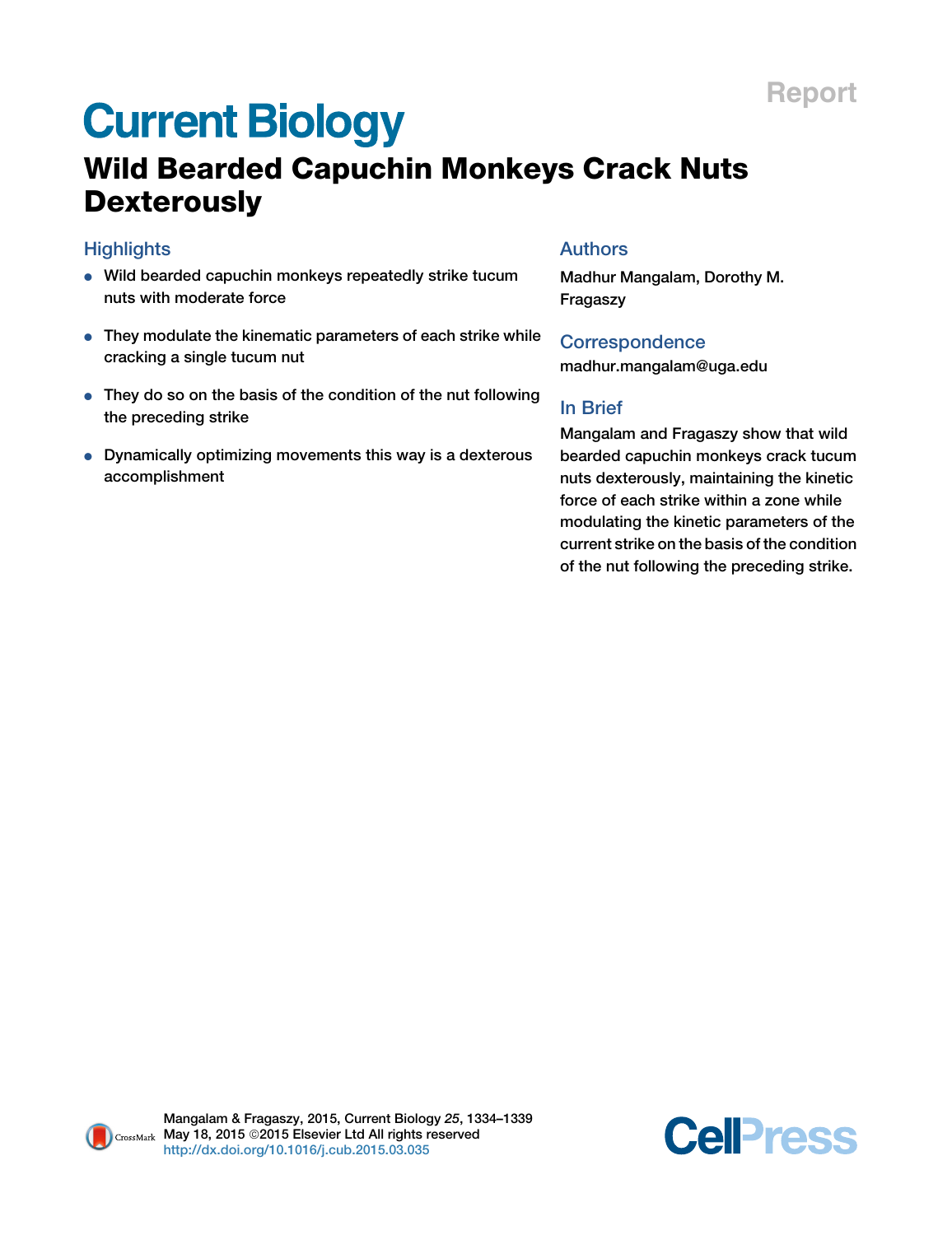Report

# Current Biology

## Wild Bearded Capuchin Monkeys Crack Nuts Dexterously

### Highlights

- Wild bearded capuchin monkeys repeatedly strike tucum nuts with moderate force
- They modulate the kinematic parameters of each strike while cracking a single tucum nut
- They do so on the basis of the condition of the nut following the preceding strike
- Dynamically optimizing movements this way is a dexterous accomplishment

### Authors

Madhur Mangalam, Dorothy M. Fragaszy

### Correspondence

madhur.mangalam@uga.edu

### In Brief

Mangalam and Fragaszy show that wild bearded capuchin monkeys crack tucum nuts dexterously, maintaining the kinetic force of each strike within a zone while modulating the kinetic parameters of the current strike on the basis of the condition of the nut following the preceding strike.

Mangalam & Fragaszy, 2015, Current Biology *25*, 1334–1339
May 18, 2015 ©2015 Elsevier Ltd All rights reserved
http://dx.doi.org/10.1016/j.cub.2015.03.035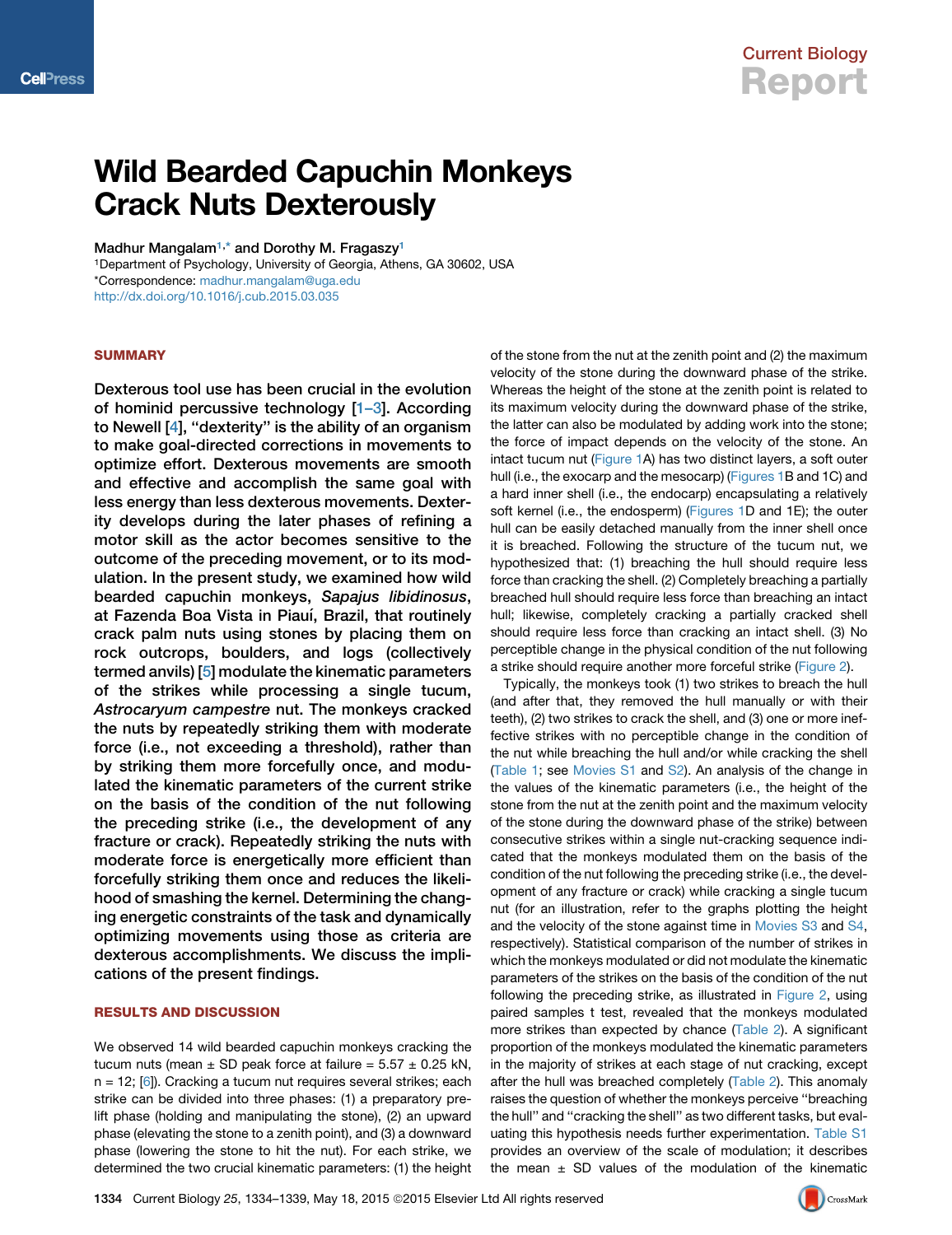# Wild Bearded Capuchin Monkeys Crack Nuts Dexterously

Madhur Mangalam[1,*] and Dorothy M. Fragaszy[1]

[1]Department of Psychology, University of Georgia, Athens, GA 30602, USA

*Correspondence: madhur.mangalam@uga.edu

http://dx.doi.org/10.1016/j.cub.2015.03.035

## SUMMARY

**Dexterous tool use has been crucial in the evolution of hominid percussive technology [1–3]. According to Newell [4], "dexterity" is the ability of an organism to make goal-directed corrections in movements to optimize effort. Dexterous movements are smooth and effective and accomplish the same goal with less energy than less dexterous movements. Dexterity develops during the later phases of refining a motor skill as the actor becomes sensitive to the outcome of the preceding movement, or to its modulation. In the present study, we examined how wild bearded capuchin monkeys, *Sapajus libidinosus*, at Fazenda Boa Vista in Piauí, Brazil, that routinely crack palm nuts using stones by placing them on rock outcrops, boulders, and logs (collectively termed anvils) [5] modulate the kinematic parameters of the strikes while processing a single tucum, *Astrocaryum campestre* nut. The monkeys cracked the nuts by repeatedly striking them with moderate force (i.e., not exceeding a threshold), rather than by striking them more forcefully once, and modulated the kinematic parameters of the current strike on the basis of the condition of the nut following the preceding strike (i.e., the development of any fracture or crack). Repeatedly striking the nuts with moderate force is energetically more efficient than forcefully striking them once and reduces the likelihood of smashing the kernel. Determining the changing energetic constraints of the task and dynamically optimizing movements using those as criteria are dexterous accomplishments. We discuss the implications of the present findings.**

## RESULTS AND DISCUSSION

We observed 14 wild bearded capuchin monkeys cracking the tucum nuts (mean ± SD peak force at failure = 5.57 ± 0.25 kN, n = 12; [6]). Cracking a tucum nut requires several strikes; each strike can be divided into three phases: (1) a preparatory prelift phase (holding and manipulating the stone), (2) an upward phase (elevating the stone to a zenith point), and (3) a downward phase (lowering the stone to hit the nut). For each strike, we determined the two crucial kinematic parameters: (1) the height of the stone from the nut at the zenith point and (2) the maximum velocity of the stone during the downward phase of the strike. Whereas the height of the stone at the zenith point is related to its maximum velocity during the downward phase of the strike, the latter can also be modulated by adding work into the stone; the force of impact depends on the velocity of the stone. An intact tucum nut (Figure 1A) has two distinct layers, a soft outer hull (i.e., the exocarp and the mesocarp) (Figures 1B and 1C) and a hard inner shell (i.e., the endocarp) encapsulating a relatively soft kernel (i.e., the endosperm) (Figures 1D and 1E); the outer hull can be easily detached manually from the inner shell once it is breached. Following the structure of the tucum nut, we hypothesized that: (1) breaching the hull should require less force than cracking the shell. (2) Completely breaching a partially breached hull should require less force than breaching an intact hull; likewise, completely cracking a partially cracked shell should require less force than cracking an intact shell. (3) No perceptible change in the physical condition of the nut following a strike should require another more forceful strike (Figure 2).

Typically, the monkeys took (1) two strikes to breach the hull (and after that, they removed the hull manually or with their teeth), (2) two strikes to crack the shell, and (3) one or more ineffective strikes with no perceptible change in the condition of the nut while breaching the hull and/or while cracking the shell (Table 1; see Movies S1 and S2). An analysis of the change in the values of the kinematic parameters (i.e., the height of the stone from the nut at the zenith point and the maximum velocity of the stone during the downward phase of the strike) between consecutive strikes within a single nut-cracking sequence indicated that the monkeys modulated them on the basis of the condition of the nut following the preceding strike (i.e., the development of any fracture or crack) while cracking a single tucum nut (for an illustration, refer to the graphs plotting the height and the velocity of the stone against time in Movies S3 and S4, respectively). Statistical comparison of the number of strikes in which the monkeys modulated or did not modulate the kinematic parameters of the strikes on the basis of the condition of the nut following the preceding strike, as illustrated in Figure 2, using paired samples t test, revealed that the monkeys modulated more strikes than expected by chance (Table 2). A significant proportion of the monkeys modulated the kinematic parameters in the majority of strikes at each stage of nut cracking, except after the hull was breached completely (Table 2). This anomaly raises the question of whether the monkeys perceive "breaching the hull" and "cracking the shell" as two different tasks, but evaluating this hypothesis needs further experimentation. Table S1 provides an overview of the scale of modulation; it describes the mean ± SD values of the modulation of the kinematic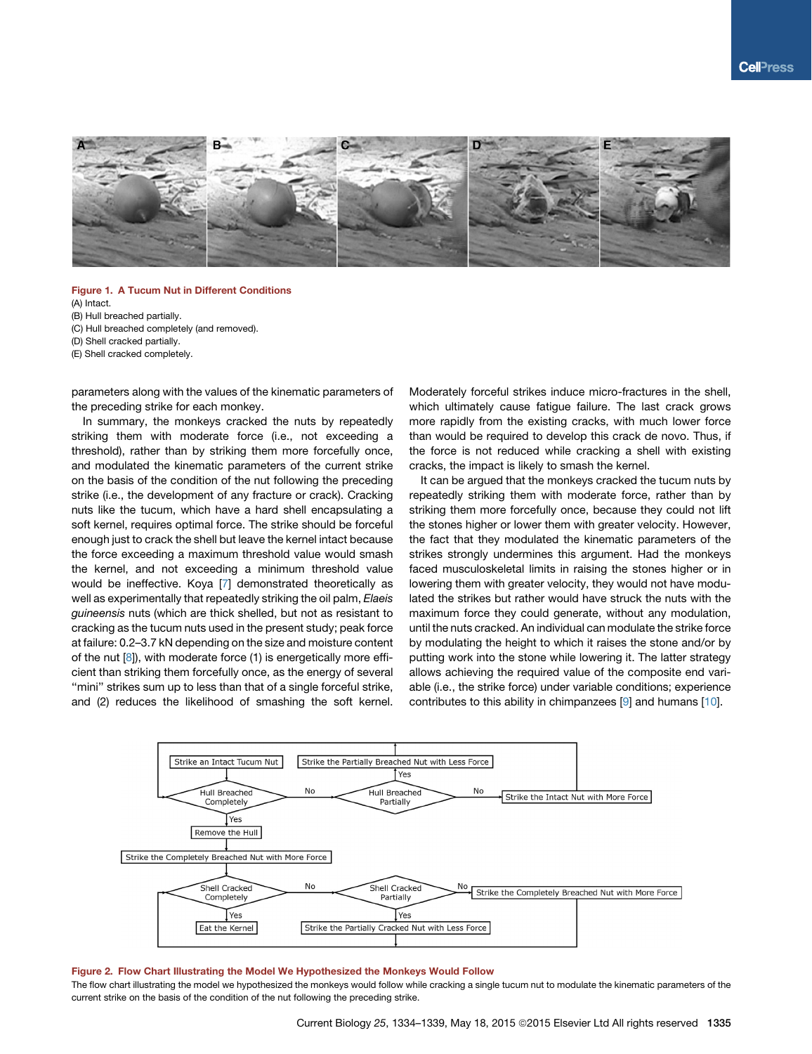Figure 1. A Tucum Nut in Different Conditions
(A) Intact.
(B) Hull breached partially.
(C) Hull breached completely (and removed).
(D) Shell cracked partially.
(E) Shell cracked completely.

parameters along with the values of the kinematic parameters of the preceding strike for each monkey.

In summary, the monkeys cracked the nuts by repeatedly striking them with moderate force (i.e., not exceeding a threshold), rather than by striking them more forcefully once, and modulated the kinematic parameters of the current strike on the basis of the condition of the nut following the preceding strike (i.e., the development of any fracture or crack). Cracking nuts like the tucum, which have a hard shell encapsulating a soft kernel, requires optimal force. The strike should be forceful enough just to crack the shell but leave the kernel intact because the force exceeding a maximum threshold value would smash the kernel, and not exceeding a minimum threshold value would be ineffective. Koya [7] demonstrated theoretically as well as experimentally that repeatedly striking the oil palm, *Elaeis guineensis* nuts (which are thick shelled, but not as resistant to cracking as the tucum nuts used in the present study; peak force at failure: 0.2–3.7 kN depending on the size and moisture content of the nut [8]), with moderate force (1) is energetically more efficient than striking them forcefully once, as the energy of several "mini" strikes sum up to less than that of a single forceful strike, and (2) reduces the likelihood of smashing the soft kernel. Moderately forceful strikes induce micro-fractures in the shell, which ultimately cause fatigue failure. The last crack grows more rapidly from the existing cracks, with much lower force than would be required to develop this crack de novo. Thus, if the force is not reduced while cracking a shell with existing cracks, the impact is likely to smash the kernel.

It can be argued that the monkeys cracked the tucum nuts by repeatedly striking them with moderate force, rather than by striking them more forcefully once, because they could not lift the stones higher or lower them with greater velocity. However, the fact that they modulated the kinematic parameters of the strikes strongly undermines this argument. Had the monkeys faced musculoskeletal limits in raising the stones higher or in lowering them with greater velocity, they would not have modulated the strikes but rather would have struck the nuts with the maximum force they could generate, without any modulation, until the nuts cracked. An individual can modulate the strike force by modulating the height to which it raises the stone and/or by putting work into the stone while lowering it. The latter strategy allows achieving the required value of the composite end variable (i.e., the strike force) under variable conditions; experience contributes to this ability in chimpanzees [9] and humans [10].

Strike an Intact Tucum Nut
Strike the Partially Breached Nut with Less Force
Hull Breached Completely
No
Hull Breached Partially
Yes
No
Strike the Intact Nut with More Force
Yes
Remove the Hull
Strike the Completely Breached Nut with More Force
Shell Cracked Completely
No
Shell Cracked Partially
No
Strike the Completely Breached Nut with More Force
Yes
Eat the Kernel
Yes
Strike the Partially Cracked Nut with Less Force

Figure 2. Flow Chart Illustrating the Model We Hypothesized the Monkeys Would Follow
The flow chart illustrating the model we hypothesized the monkeys would follow while cracking a single tucum nut to modulate the kinematic parameters of the current strike on the basis of the condition of the nut following the preceding strike.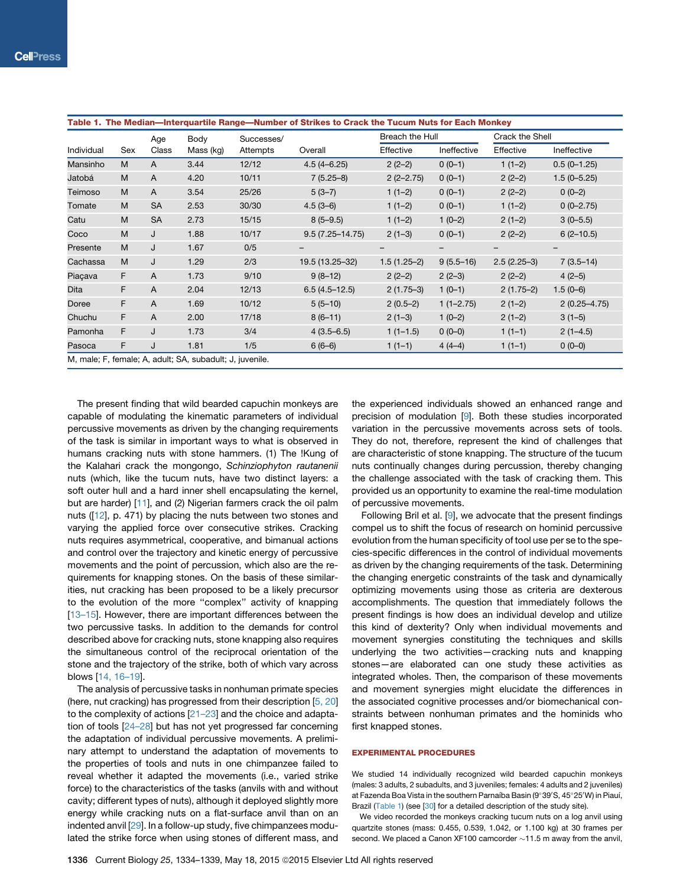**Table 1. The Median—Interquartile Range—Number of Strikes to Crack the Tucum Nuts for Each Monkey**

| Individual | Sex | Age Class | Body Mass (kg) | Successes/ Attempts | Overall | Breach the Hull | | Crack the Shell | |
|---|---|---|---|---|---|---|---|---|---|
| | | | | | | Effective | Ineffective | Effective | Ineffective |
| Mansinho | M | A | 3.44 | 12/12 | 4.5 (4–6.25) | 2 (2–2) | 0 (0–1) | 1 (1–2) | 0.5 (0–1.25) |
| Jatobá | M | A | 4.20 | 10/11 | 7 (5.25–8) | 2 (2–2.75) | 0 (0–1) | 2 (2–2) | 1.5 (0–5.25) |
| Teimoso | M | A | 3.54 | 25/26 | 5 (3–7) | 1 (1–2) | 0 (0–1) | 2 (2–2) | 0 (0–2) |
| Tomate | M | SA | 2.53 | 30/30 | 4.5 (3–6) | 1 (1–2) | 0 (0–1) | 1 (1–2) | 0 (0–2.75) |
| Catu | M | SA | 2.73 | 15/15 | 8 (5–9.5) | 1 (1–2) | 1 (0–2) | 2 (1–2) | 3 (0–5.5) |
| Coco | M | J | 1.88 | 10/17 | 9.5 (7.25–14.75) | 2 (1–3) | 0 (0–1) | 2 (2–2) | 6 (2–10.5) |
| Presente | M | J | 1.67 | 0/5 | – | – | – | – | – |
| Cachassa | M | J | 1.29 | 2/3 | 19.5 (13.25–32) | 1.5 (1.25–2) | 9 (5.5–16) | 2.5 (2.25–3) | 7 (3.5–14) |
| Piaçava | F | A | 1.73 | 9/10 | 9 (8–12) | 2 (2–2) | 2 (2–3) | 2 (2–2) | 4 (2–5) |
| Dita | F | A | 2.04 | 12/13 | 6.5 (4.5–12.5) | 2 (1.75–3) | 1 (0–1) | 2 (1.75–2) | 1.5 (0–6) |
| Doree | F | A | 1.69 | 10/12 | 5 (5–10) | 2 (0.5–2) | 1 (1–2.75) | 2 (1–2) | 2 (0.25–4.75) |
| Chuchu | F | A | 2.00 | 17/18 | 8 (6–11) | 2 (1–3) | 1 (0–2) | 2 (1–2) | 3 (1–5) |
| Pamonha | F | J | 1.73 | 3/4 | 4 (3.5–6.5) | 1 (1–1.5) | 0 (0–0) | 1 (1–1) | 2 (1–4.5) |
| Pasoca | F | J | 1.81 | 1/5 | 6 (6–6) | 1 (1–1) | 4 (4–4) | 1 (1–1) | 0 (0–0) |

M, male; F, female; A, adult; SA, subadult; J, juvenile.

The present finding that wild bearded capuchin monkeys are capable of modulating the kinematic parameters of individual percussive movements as driven by the changing requirements of the task is similar in important ways to what is observed in humans cracking nuts with stone hammers. (1) The !Kung of the Kalahari crack the mongongo, *Schinziophyton rautanenii* nuts (which, like the tucum nuts, have two distinct layers: a soft outer hull and a hard inner shell encapsulating the kernel, but are harder) [11], and (2) Nigerian farmers crack the oil palm nuts ([12], p. 471) by placing the nuts between two stones and varying the applied force over consecutive strikes. Cracking nuts requires asymmetrical, cooperative, and bimanual actions and control over the trajectory and kinetic energy of percussive movements and the point of percussion, which also are the requirements for knapping stones. On the basis of these similarities, nut cracking has been proposed to be a likely precursor to the evolution of the more "complex" activity of knapping [13–15]. However, there are important differences between the two percussive tasks. In addition to the demands for control described above for cracking nuts, stone knapping also requires the simultaneous control of the reciprocal orientation of the stone and the trajectory of the strike, both of which vary across blows [14, 16–19].

The analysis of percussive tasks in nonhuman primate species (here, nut cracking) has progressed from their description [5, 20] to the complexity of actions [21–23] and the choice and adaptation of tools [24–28] but has not yet progressed far concerning the adaptation of individual percussive movements. A preliminary attempt to understand the adaptation of movements to the properties of tools and nuts in one chimpanzee failed to reveal whether it adapted the movements (i.e., varied strike force) to the characteristics of the tasks (anvils with and without cavity; different types of nuts), although it deployed slightly more energy while cracking nuts on a flat-surface anvil than on an indented anvil [29]. In a follow-up study, five chimpanzees modulated the strike force when using stones of different mass, and the experienced individuals showed an enhanced range and precision of modulation [9]. Both these studies incorporated variation in the percussive movements across sets of tools. They do not, therefore, represent the kind of challenges that are characteristic of stone knapping. The structure of the tucum nuts continually changes during percussion, thereby changing the challenge associated with the task of cracking them. This provided us an opportunity to examine the real-time modulation of percussive movements.

Following Bril et al. [9], we advocate that the present findings compel us to shift the focus of research on hominid percussive evolution from the human specificity of tool use per se to the species-specific differences in the control of individual movements as driven by the changing requirements of the task. Determining the changing energetic constraints of the task and dynamically optimizing movements using those as criteria are dexterous accomplishments. The question that immediately follows the present findings is how does an individual develop and utilize this kind of dexterity? Only when individual movements and movement synergies constituting the techniques and skills underlying the two activities—cracking nuts and knapping stones—are elaborated can one study these activities as integrated wholes. Then, the comparison of these movements and movement synergies might elucidate the differences in the associated cognitive processes and/or biomechanical constraints between nonhuman primates and the hominids who first knapped stones.

## EXPERIMENTAL PROCEDURES

We studied 14 individually recognized wild bearded capuchin monkeys (males: 3 adults, 2 subadults, and 3 juveniles; females: 4 adults and 2 juveniles) at Fazenda Boa Vista in the southern Parnaíba Basin (9°39′S, 45°25′W) in Piauí, Brazil (Table 1) (see [30] for a detailed description of the study site).

We video recorded the monkeys cracking tucum nuts on a log anvil using quartzite stones (mass: 0.455, 0.539, 1.042, or 1.100 kg) at 30 frames per second. We placed a Canon XF100 camcorder ~11.5 m away from the anvil,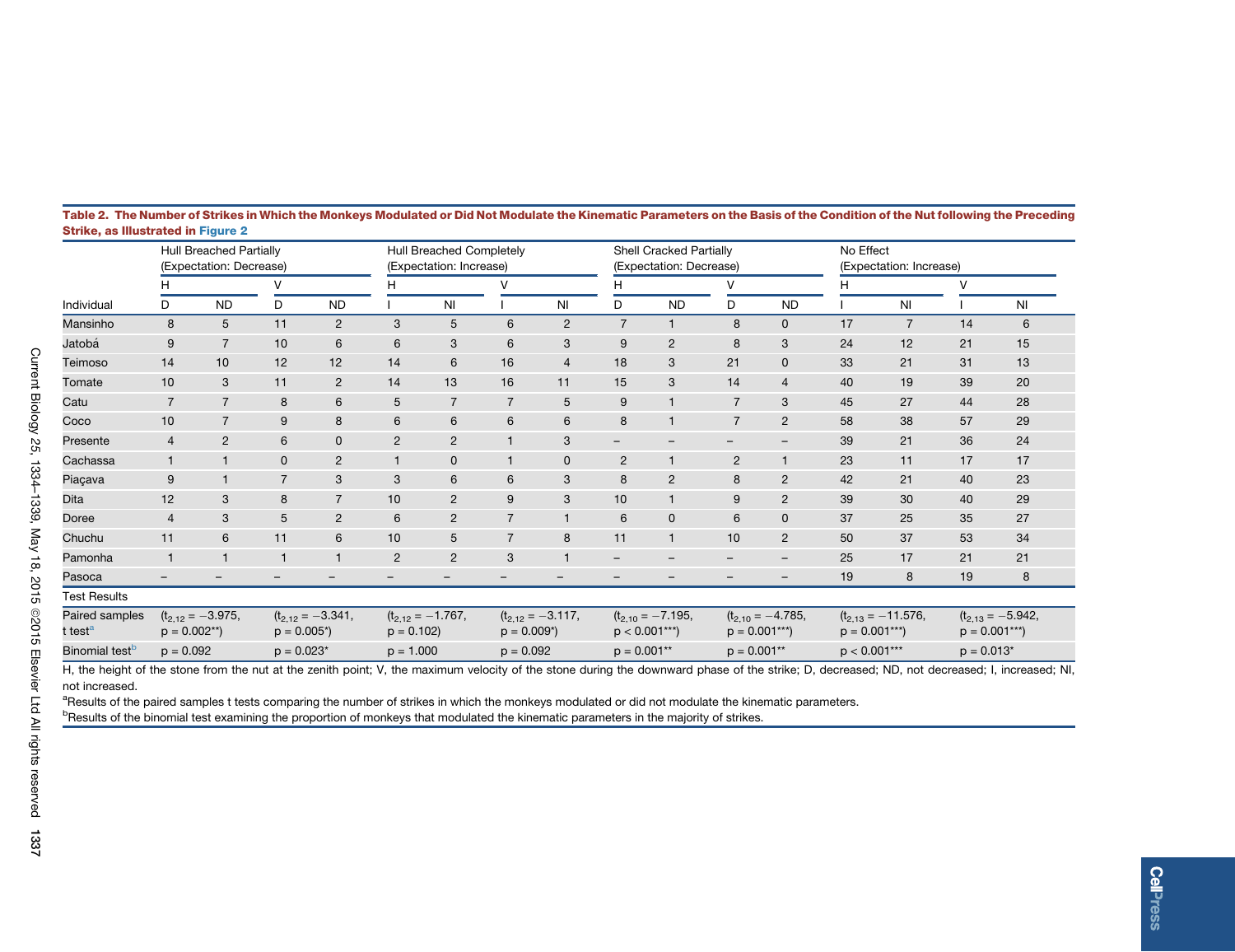**Table 2. The Number of Strikes in Which the Monkeys Modulated or Did Not Modulate the Kinematic Parameters on the Basis of the Condition of the Nut following the Preceding Strike, as Illustrated in Figure 2**

| | Hull Breached Partially (Expectation: Decrease) | | | | Hull Breached Completely (Expectation: Increase) | | | | Shell Cracked Partially (Expectation: Decrease) | | | | No Effect (Expectation: Increase) | | | |
|---|---|---|---|---|---|---|---|---|---|---|---|---|---|---|---|---|
| | H | | V | | H | | V | | H | | V | | H | | V | |
| Individual | D | ND | D | ND | I | NI | I | NI | D | ND | D | ND | I | NI | I | NI |
| Mansinho | 8 | 5 | 11 | 2 | 3 | 5 | 6 | 2 | 7 | 1 | 8 | 0 | 17 | 7 | 14 | 6 |
| Jatobá | 9 | 7 | 10 | 6 | 6 | 3 | 6 | 3 | 9 | 2 | 8 | 3 | 24 | 12 | 21 | 15 |
| Teimoso | 14 | 10 | 12 | 12 | 14 | 6 | 16 | 4 | 18 | 3 | 21 | 0 | 33 | 21 | 31 | 13 |
| Tomate | 10 | 3 | 11 | 2 | 14 | 13 | 16 | 11 | 15 | 3 | 14 | 4 | 40 | 19 | 39 | 20 |
| Catu | 7 | 7 | 8 | 6 | 5 | 7 | 7 | 5 | 9 | 1 | 7 | 3 | 45 | 27 | 44 | 28 |
| Coco | 10 | 7 | 9 | 8 | 6 | 6 | 6 | 6 | 8 | 1 | 7 | 2 | 58 | 38 | 57 | 29 |
| Presente | 4 | 2 | 6 | 0 | 2 | 2 | 1 | 3 | – | – | – | – | 39 | 21 | 36 | 24 |
| Cachassa | 1 | 1 | 0 | 2 | 1 | 0 | 1 | 0 | 2 | 1 | 2 | 1 | 23 | 11 | 17 | 17 |
| Piaçava | 9 | 1 | 7 | 3 | 3 | 6 | 6 | 3 | 8 | 2 | 8 | 2 | 42 | 21 | 40 | 23 |
| Dita | 12 | 3 | 8 | 7 | 10 | 2 | 9 | 3 | 10 | 1 | 9 | 2 | 39 | 30 | 40 | 29 |
| Doree | 4 | 3 | 5 | 2 | 6 | 2 | 7 | 1 | 6 | 0 | 6 | 0 | 37 | 25 | 35 | 27 |
| Chuchu | 11 | 6 | 11 | 6 | 10 | 5 | 7 | 8 | 11 | 1 | 10 | 2 | 50 | 37 | 53 | 34 |
| Pamonha | 1 | 1 | 1 | 1 | 2 | 2 | 3 | 1 | – | – | – | – | 25 | 17 | 21 | 21 |
| Pasoca | – | – | – | – | – | – | – | – | – | – | – | – | 19 | 8 | 19 | 8 |
| Test Results | | | | | | | | | | | | | | | | |
| Paired samples t test[a] | ($t_{2,12} = -3.975$, $p = 0.002$**) | | ($t_{2,12} = -3.341$, $p = 0.005$*) | | ($t_{2,12} = -1.767$, $p = 0.102$) | | ($t_{2,12} = -3.117$, $p = 0.009$*) | | ($t_{2,10} = -7.195$, $p < 0.001$***) | | ($t_{2,10} = -4.785$, $p = 0.001$***) | | ($t_{2,13} = -11.576$, $p = 0.001$***) | | ($t_{2,13} = -5.942$, $p = 0.001$***) | |
| Binomial test[b] | $p = 0.092$ | | $p = 0.023$* | | $p = 1.000$ | | $p = 0.092$ | | $p = 0.001$** | | $p = 0.001$** | | $p < 0.001$*** | | $p = 0.013$* | |

H, the height of the stone from the nut at the zenith point; V, the maximum velocity of the stone during the downward phase of the strike; D, decreased; ND, not decreased; I, increased; NI, not increased.

[a]Results of the paired samples t tests comparing the number of strikes in which the monkeys modulated or did not modulate the kinematic parameters.

[b]Results of the binomial test examining the proportion of monkeys that modulated the kinematic parameters in the majority of strikes.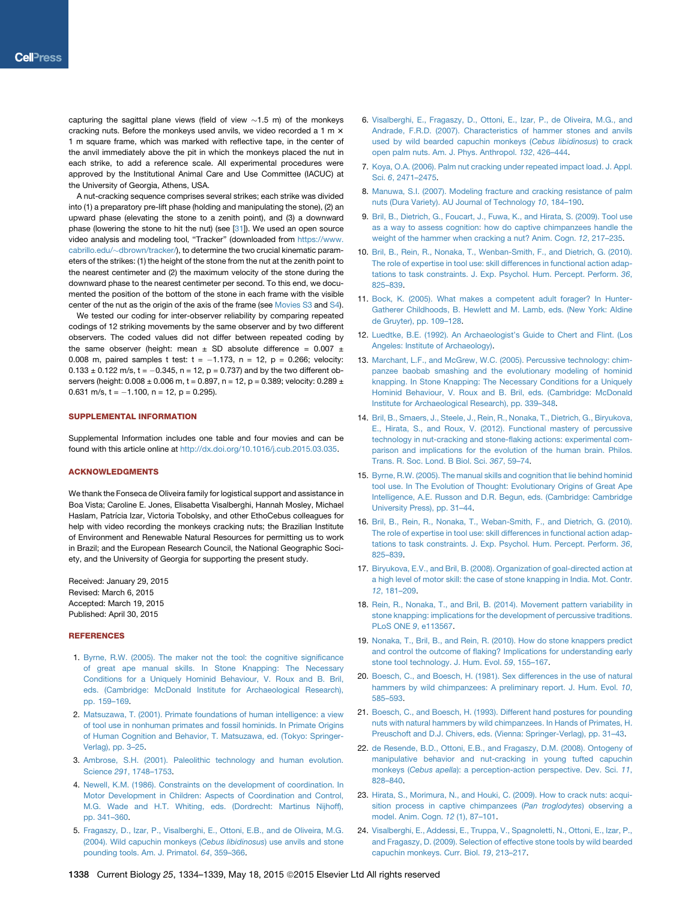capturing the sagittal plane views (field of view ~1.5 m) of the monkeys cracking nuts. Before the monkeys used anvils, we video recorded a 1 m × 1 m square frame, which was marked with reflective tape, in the center of the anvil immediately above the pit in which the monkeys placed the nut in each strike, to add a reference scale. All experimental procedures were approved by the Institutional Animal Care and Use Committee (IACUC) at the University of Georgia, Athens, USA.

A nut-cracking sequence comprises several strikes; each strike was divided into (1) a preparatory pre-lift phase (holding and manipulating the stone), (2) an upward phase (elevating the stone to a zenith point), and (3) a downward phase (lowering the stone to hit the nut) (see [31]). We used an open source video analysis and modeling tool, "Tracker" (downloaded from https://www.cabrillo.edu/~dbrown/tracker/), to determine the two crucial kinematic parameters of the strikes: (1) the height of the stone from the nut at the zenith point to the nearest centimeter and (2) the maximum velocity of the stone during the downward phase to the nearest centimeter per second. To this end, we documented the position of the bottom of the stone in each frame with the visible center of the nut as the origin of the axis of the frame (see Movies S3 and S4).

We tested our coding for inter-observer reliability by comparing repeated codings of 12 striking movements by the same observer and by two different observers. The coded values did not differ between repeated coding by the same observer (height: mean ± SD absolute difference = 0.007 ± 0.008 m, paired samples t test: $t = -1.173$, $n = 12$, $p = 0.266$; velocity: 0.133 ± 0.122 m/s, $t = -0.345$, $n = 12$, $p = 0.737$) and by the two different observers (height: 0.008 ± 0.006 m, $t = 0.897$, $n = 12$, $p = 0.389$; velocity: 0.289 ± 0.631 m/s, $t = -1.100$, $n = 12$, $p = 0.295$).

## SUPPLEMENTAL INFORMATION

Supplemental Information includes one table and four movies and can be found with this article online at http://dx.doi.org/10.1016/j.cub.2015.03.035.

## ACKNOWLEDGMENTS

We thank the Fonseca de Oliveira family for logistical support and assistance in Boa Vista; Caroline E. Jones, Elisabetta Visalberghi, Hannah Mosley, Michael Haslam, Patrícia Izar, Victoria Tobolsky, and other EthoCebus colleagues for help with video recording the monkeys cracking nuts; the Brazilian Institute of Environment and Renewable Natural Resources for permitting us to work in Brazil; and the European Research Council, the National Geographic Society, and the University of Georgia for supporting the present study.

Received: January 29, 2015
Revised: March 6, 2015
Accepted: March 19, 2015
Published: April 30, 2015

## REFERENCES

1. Byrne, R.W. (2005). The maker not the tool: the cognitive significance of great ape manual skills. In Stone Knapping: The Necessary Conditions for a Uniquely Hominid Behaviour, V. Roux and B. Bril, eds. (Cambridge: McDonald Institute for Archaeological Research), pp. 159–169.
2. Matsuzawa, T. (2001). Primate foundations of human intelligence: a view of tool use in nonhuman primates and fossil hominids. In Primate Origins of Human Cognition and Behavior, T. Matsuzawa, ed. (Tokyo: Springer-Verlag), pp. 3–25.
3. Ambrose, S.H. (2001). Paleolithic technology and human evolution. Science *291*, 1748–1753.
4. Newell, K.M. (1986). Constraints on the development of coordination. In Motor Development in Children: Aspects of Coordination and Control, M.G. Wade and H.T. Whiting, eds. (Dordrecht: Martinus Nijhoff), pp. 341–360.
5. Fragaszy, D., Izar, P., Visalberghi, E., Ottoni, E.B., and de Oliveira, M.G. (2004). Wild capuchin monkeys (*Cebus libidinosus*) use anvils and stone pounding tools. Am. J. Primatol. *64*, 359–366.
6. Visalberghi, E., Fragaszy, D., Ottoni, E., Izar, P., de Oliveira, M.G., and Andrade, F.R.D. (2007). Characteristics of hammer stones and anvils used by wild bearded capuchin monkeys (*Cebus libidinosus*) to crack open palm nuts. Am. J. Phys. Anthropol. *132*, 426–444.
7. Koya, O.A. (2006). Palm nut cracking under repeated impact load. J. Appl. Sci. *6*, 2471–2475.
8. Manuwa, S.I. (2007). Modeling fracture and cracking resistance of palm nuts (Dura Variety). AU Journal of Technology *10*, 184–190.
9. Bril, B., Dietrich, G., Foucart, J., Fuwa, K., and Hirata, S. (2009). Tool use as a way to assess cognition: how do captive chimpanzees handle the weight of the hammer when cracking a nut? Anim. Cogn. *12*, 217–235.
10. Bril, B., Rein, R., Nonaka, T., Wenban-Smith, F., and Dietrich, G. (2010). The role of expertise in tool use: skill differences in functional action adaptations to task constraints. J. Exp. Psychol. Hum. Percept. Perform. *36*, 825–839.
11. Bock, K. (2005). What makes a competent adult forager? In Hunter-Gatherer Childhoods, B. Hewlett and M. Lamb, eds. (New York: Aldine de Gruyter), pp. 109–128.
12. Luedtke, B.E. (1992). An Archaeologist's Guide to Chert and Flint. (Los Angeles: Institute of Archaeology).
13. Marchant, L.F., and McGrew, W.C. (2005). Percussive technology: chimpanzee baobab smashing and the evolutionary modeling of hominid knapping. In Stone Knapping: The Necessary Conditions for a Uniquely Hominid Behaviour, V. Roux and B. Bril, eds. (Cambridge: McDonald Institute for Archaeological Research), pp. 339–348.
14. Bril, B., Smaers, J., Steele, J., Rein, R., Nonaka, T., Dietrich, G., Biryukova, E., Hirata, S., and Roux, V. (2012). Functional mastery of percussive technology in nut-cracking and stone-flaking actions: experimental comparison and implications for the evolution of the human brain. Philos. Trans. R. Soc. Lond. B Biol. Sci. *367*, 59–74.
15. Byrne, R.W. (2005). The manual skills and cognition that lie behind hominid tool use. In The Evolution of Thought: Evolutionary Origins of Great Ape Intelligence, A.E. Russon and D.R. Begun, eds. (Cambridge: Cambridge University Press), pp. 31–44.
16. Bril, B., Rein, R., Nonaka, T., Weban-Smith, F., and Dietrich, G. (2010). The role of expertise in tool use: skill differences in functional action adaptations to task constraints. J. Exp. Psychol. Hum. Percept. Perform. *36*, 825–839.
17. Biryukova, E.V., and Bril, B. (2008). Organization of goal-directed action at a high level of motor skill: the case of stone knapping in India. Mot. Contr. *12*, 181–209.
18. Rein, R., Nonaka, T., and Bril, B. (2014). Movement pattern variability in stone knapping: implications for the development of percussive traditions. PLoS ONE *9*, e113567.
19. Nonaka, T., Bril, B., and Rein, R. (2010). How do stone knappers predict and control the outcome of flaking? Implications for understanding early stone tool technology. J. Hum. Evol. *59*, 155–167.
20. Boesch, C., and Boesch, H. (1981). Sex differences in the use of natural hammers by wild chimpanzees: A preliminary report. J. Hum. Evol. *10*, 585–593.
21. Boesch, C., and Boesch, H. (1993). Different hand postures for pounding nuts with natural hammers by wild chimpanzees. In Hands of Primates, H. Preuschoft and D.J. Chivers, eds. (Vienna: Springer-Verlag), pp. 31–43.
22. de Resende, B.D., Ottoni, E.B., and Fragaszy, D.M. (2008). Ontogeny of manipulative behavior and nut-cracking in young tufted capuchin monkeys (*Cebus apella*): a perception-action perspective. Dev. Sci. *11*, 828–840.
23. Hirata, S., Morimura, N., and Houki, C. (2009). How to crack nuts: acquisition process in captive chimpanzees (*Pan troglodytes*) observing a model. Anim. Cogn. *12* (1), 87–101.
24. Visalberghi, E., Addessi, E., Truppa, V., Spagnoletti, N., Ottoni, E., Izar, P., and Fragaszy, D. (2009). Selection of effective stone tools by wild bearded capuchin monkeys. Curr. Biol. *19*, 213–217.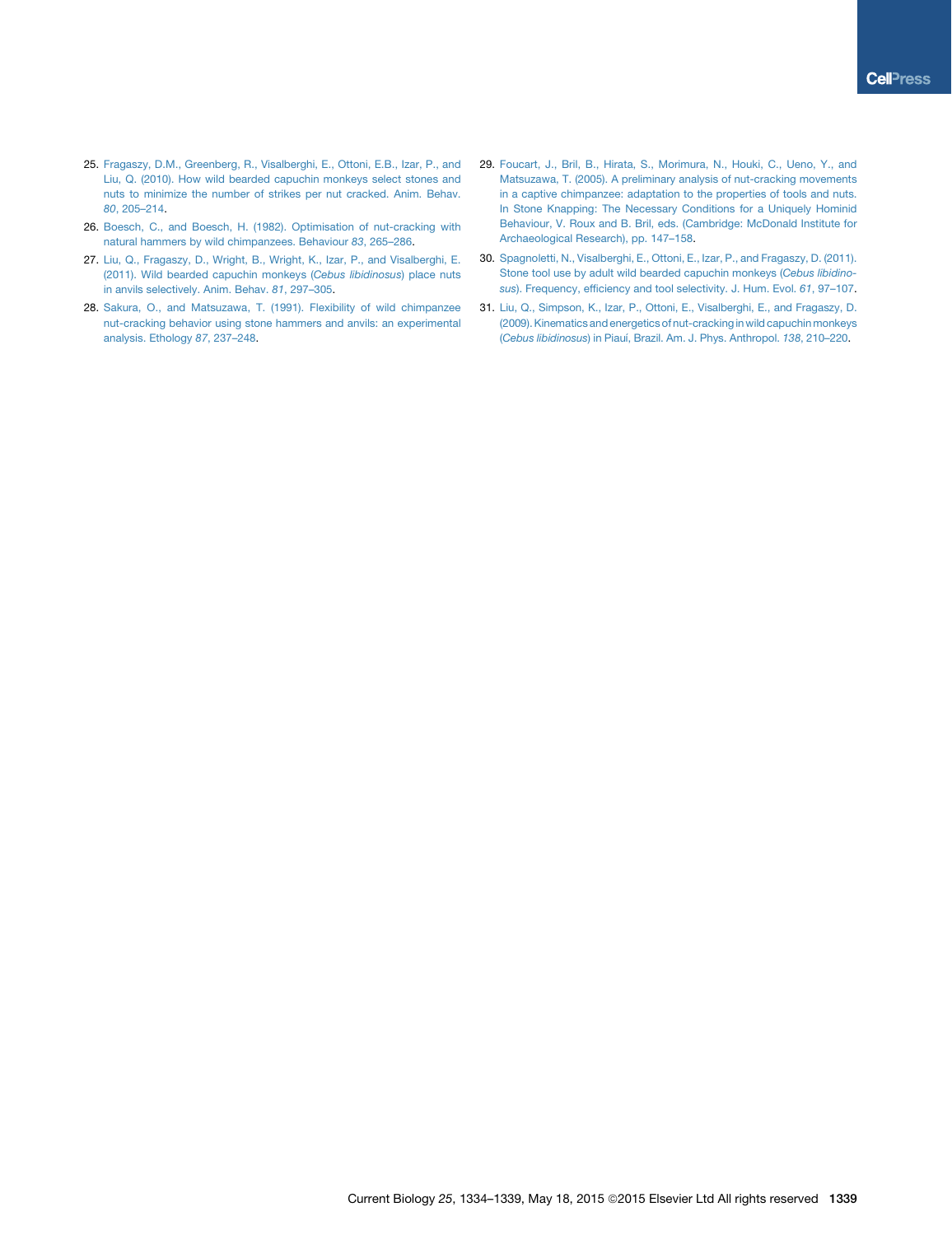25. Fragaszy, D.M., Greenberg, R., Visalberghi, E., Ottoni, E.B., Izar, P., and Liu, Q. (2010). How wild bearded capuchin monkeys select stones and nuts to minimize the number of strikes per nut cracked. Anim. Behav. *80*, 205–214.
26. Boesch, C., and Boesch, H. (1982). Optimisation of nut-cracking with natural hammers by wild chimpanzees. Behaviour *83*, 265–286.
27. Liu, Q., Fragaszy, D., Wright, B., Wright, K., Izar, P., and Visalberghi, E. (2011). Wild bearded capuchin monkeys (*Cebus libidinosus*) place nuts in anvils selectively. Anim. Behav. *81*, 297–305.
28. Sakura, O., and Matsuzawa, T. (1991). Flexibility of wild chimpanzee nut-cracking behavior using stone hammers and anvils: an experimental analysis. Ethology *87*, 237–248.
29. Foucart, J., Bril, B., Hirata, S., Morimura, N., Houki, C., Ueno, Y., and Matsuzawa, T. (2005). A preliminary analysis of nut-cracking movements in a captive chimpanzee: adaptation to the properties of tools and nuts. In Stone Knapping: The Necessary Conditions for a Uniquely Hominid Behaviour, V. Roux and B. Bril, eds. (Cambridge: McDonald Institute for Archaeological Research), pp. 147–158.
30. Spagnoletti, N., Visalberghi, E., Ottoni, E., Izar, P., and Fragaszy, D. (2011). Stone tool use by adult wild bearded capuchin monkeys (*Cebus libidinosus*). Frequency, efficiency and tool selectivity. J. Hum. Evol. *61*, 97–107.
31. Liu, Q., Simpson, K., Izar, P., Ottoni, E., Visalberghi, E., and Fragaszy, D. (2009). Kinematics and energetics of nut-cracking in wild capuchin monkeys (*Cebus libidinosus*) in Piauí, Brazil. Am. J. Phys. Anthropol. *138*, 210–220.